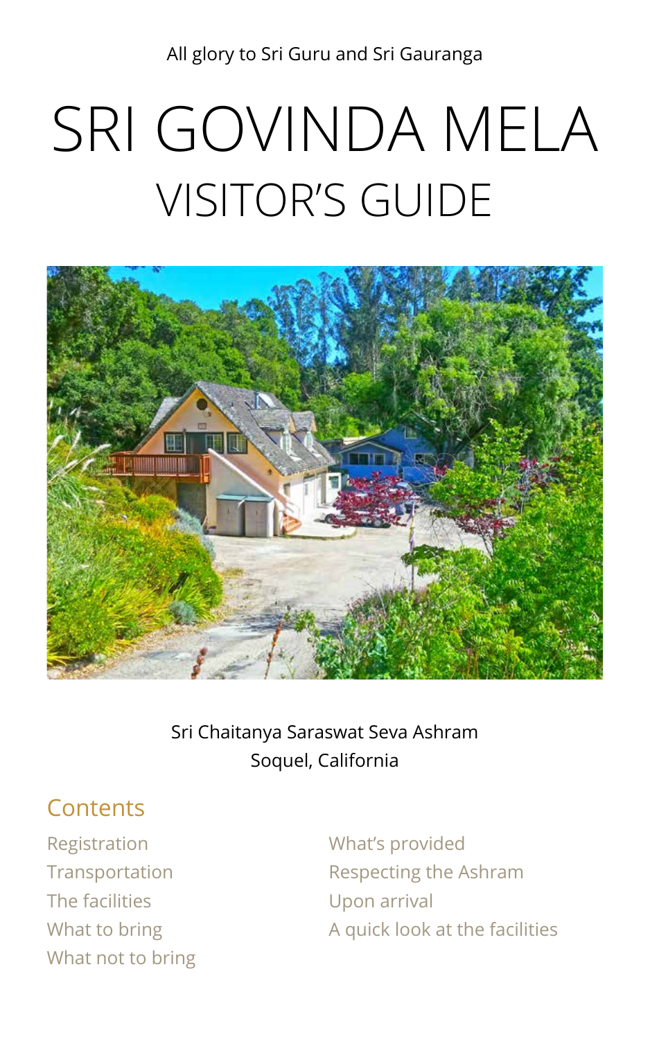All glory to Sri Guru and Sri Gauranga

# SRI GOVINDA MELA

## VISITOR'S GUIDE

Sri Chaitanya Saraswat Seva Ashram
Soquel, California

## Contents

- Registration
- Transportation
- The facilities
- What to bring
- What not to bring
- What's provided
- Respecting the Ashram
- Upon arrival
- A quick look at the facilities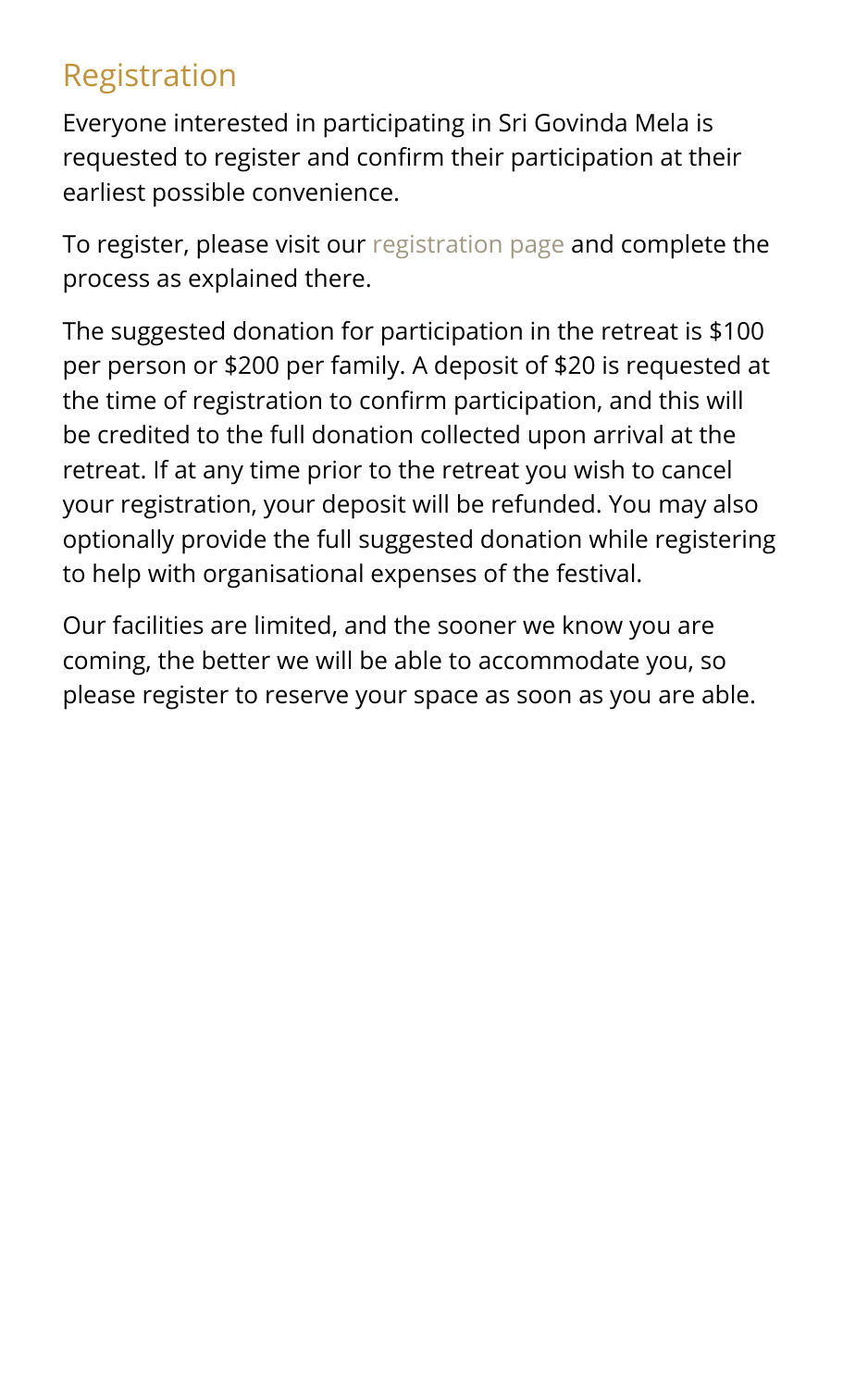## Registration

Everyone interested in participating in Sri Govinda Mela is requested to register and confirm their participation at their earliest possible convenience.

To register, please visit our registration page and complete the process as explained there.

The suggested donation for participation in the retreat is $100 per person or $200 per family. A deposit of $20 is requested at the time of registration to confirm participation, and this will be credited to the full donation collected upon arrival at the retreat. If at any time prior to the retreat you wish to cancel your registration, your deposit will be refunded. You may also optionally provide the full suggested donation while registering to help with organisational expenses of the festival.

Our facilities are limited, and the sooner we know you are coming, the better we will be able to accommodate you, so please register to reserve your space as soon as you are able.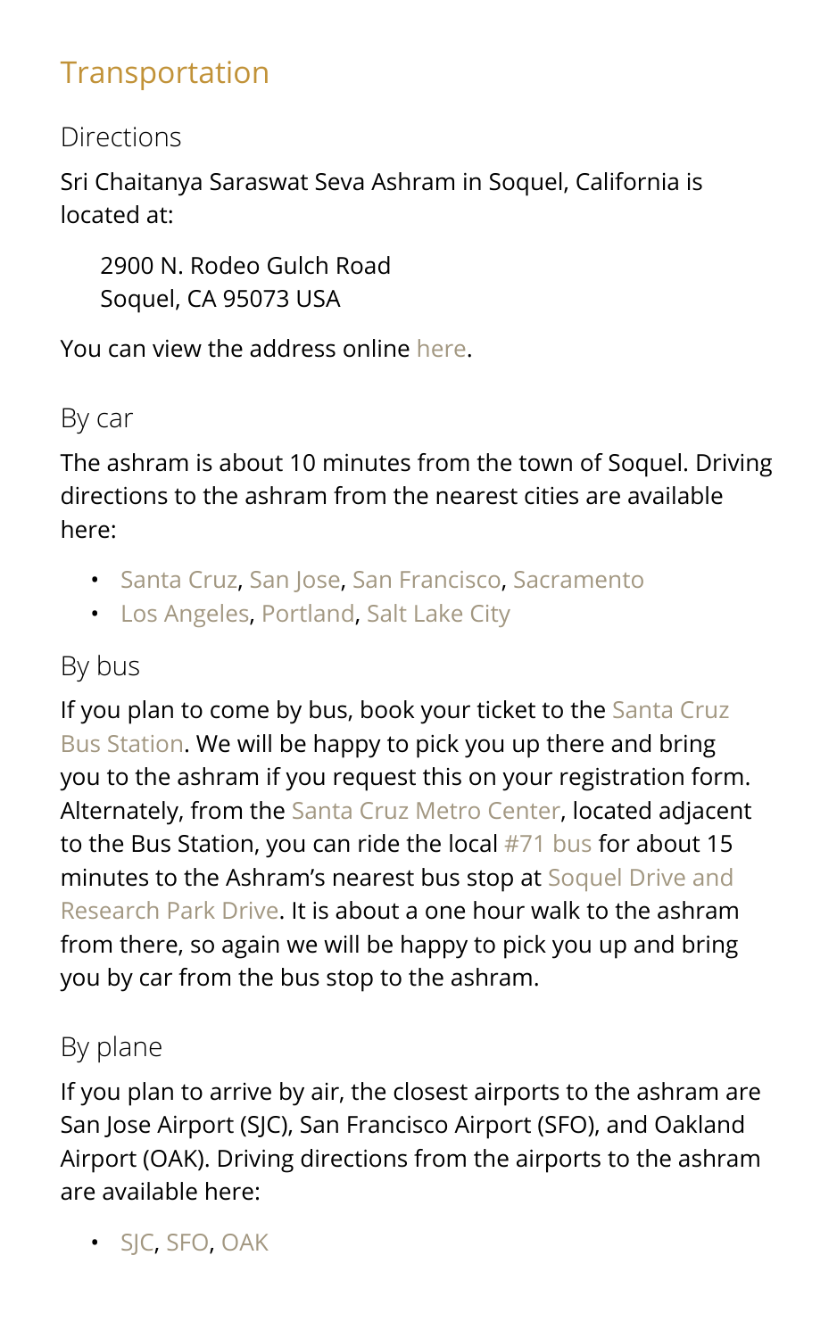## Transportation

### Directions

Sri Chaitanya Saraswat Seva Ashram in Soquel, California is located at:

> 2900 N. Rodeo Gulch Road
> Soquel, CA 95073 USA

You can view the address online here.

### By car

The ashram is about 10 minutes from the town of Soquel. Driving directions to the ashram from the nearest cities are available here:

- Santa Cruz, San Jose, San Francisco, Sacramento
- Los Angeles, Portland, Salt Lake City

### By bus

If you plan to come by bus, book your ticket to the Santa Cruz Bus Station. We will be happy to pick you up there and bring you to the ashram if you request this on your registration form. Alternately, from the Santa Cruz Metro Center, located adjacent to the Bus Station, you can ride the local #71 bus for about 15 minutes to the Ashram's nearest bus stop at Soquel Drive and Research Park Drive. It is about a one hour walk to the ashram from there, so again we will be happy to pick you up and bring you by car from the bus stop to the ashram.

### By plane

If you plan to arrive by air, the closest airports to the ashram are San Jose Airport (SJC), San Francisco Airport (SFO), and Oakland Airport (OAK). Driving directions from the airports to the ashram are available here:

- SJC, SFO, OAK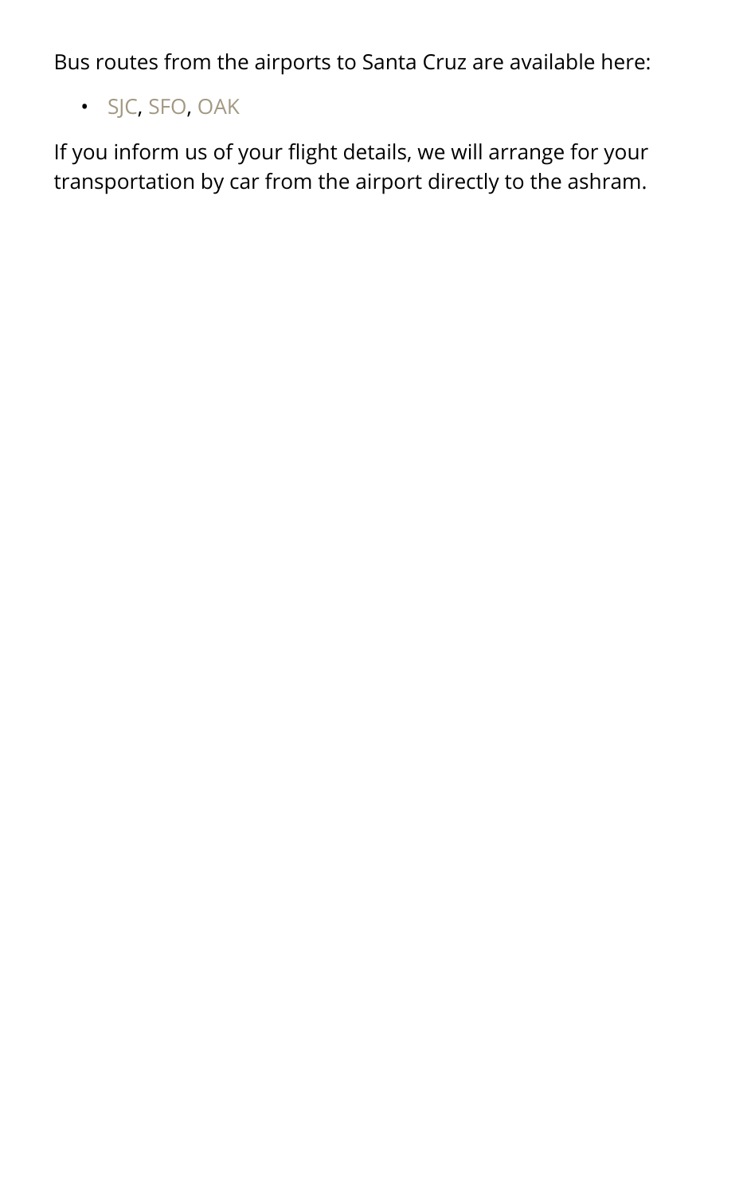Bus routes from the airports to Santa Cruz are available here:

- SJC, SFO, OAK

If you inform us of your flight details, we will arrange for your transportation by car from the airport directly to the ashram.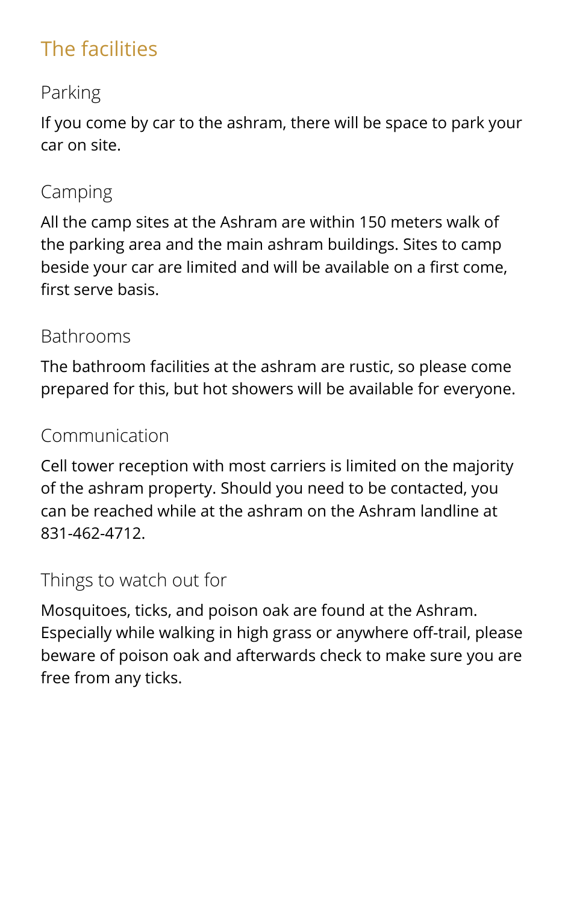## The facilities

### Parking

If you come by car to the ashram, there will be space to park your car on site.

### Camping

All the camp sites at the Ashram are within 150 meters walk of the parking area and the main ashram buildings. Sites to camp beside your car are limited and will be available on a first come, first serve basis.

### Bathrooms

The bathroom facilities at the ashram are rustic, so please come prepared for this, but hot showers will be available for everyone.

### Communication

Cell tower reception with most carriers is limited on the majority of the ashram property. Should you need to be contacted, you can be reached while at the ashram on the Ashram landline at 831-462-4712.

### Things to watch out for

Mosquitoes, ticks, and poison oak are found at the Ashram. Especially while walking in high grass or anywhere off-trail, please beware of poison oak and afterwards check to make sure you are free from any ticks.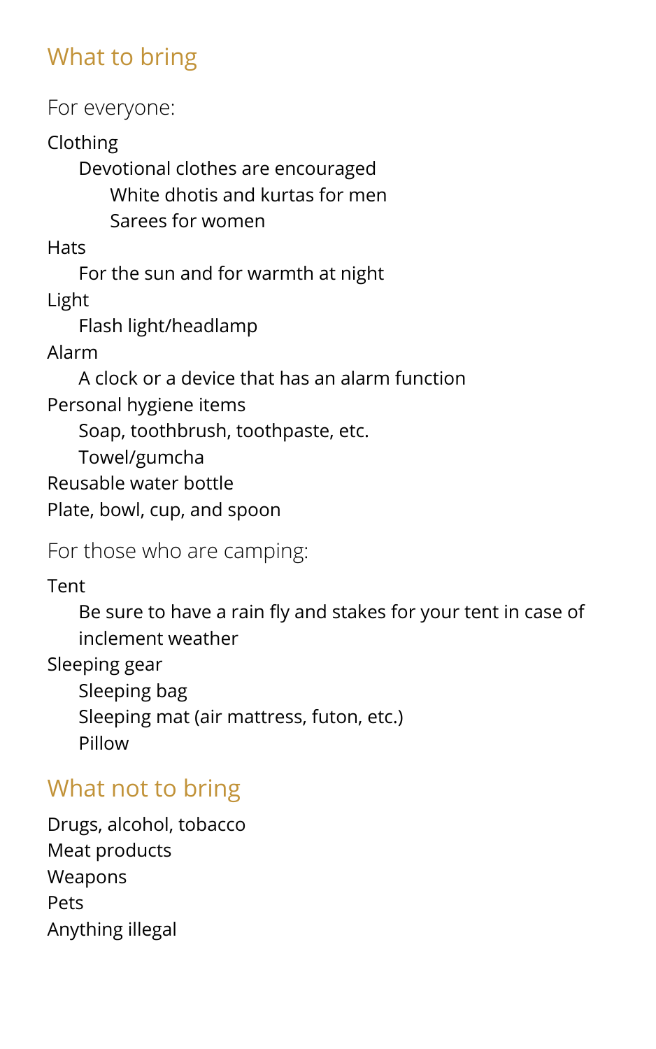## What to bring

### For everyone:

- Clothing
  - Devotional clothes are encouraged
    - White dhotis and kurtas for men
    - Sarees for women
- Hats
  - For the sun and for warmth at night
- Light
  - Flash light/headlamp
- Alarm
  - A clock or a device that has an alarm function
- Personal hygiene items
  - Soap, toothbrush, toothpaste, etc.
  - Towel/gumcha
- Reusable water bottle
- Plate, bowl, cup, and spoon

### For those who are camping:

- Tent
  - Be sure to have a rain fly and stakes for your tent in case of inclement weather
- Sleeping gear
  - Sleeping bag
  - Sleeping mat (air mattress, futon, etc.)
  - Pillow

## What not to bring

- Drugs, alcohol, tobacco
- Meat products
- Weapons
- Pets
- Anything illegal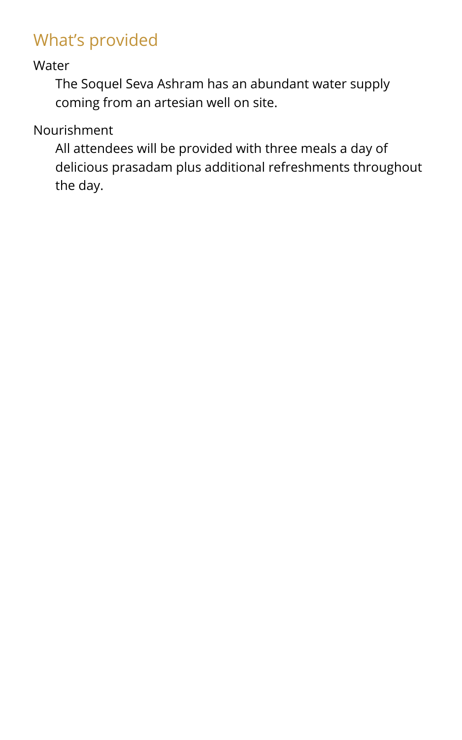## What's provided

Water

The Soquel Seva Ashram has an abundant water supply coming from an artesian well on site.

Nourishment

All attendees will be provided with three meals a day of delicious prasadam plus additional refreshments throughout the day.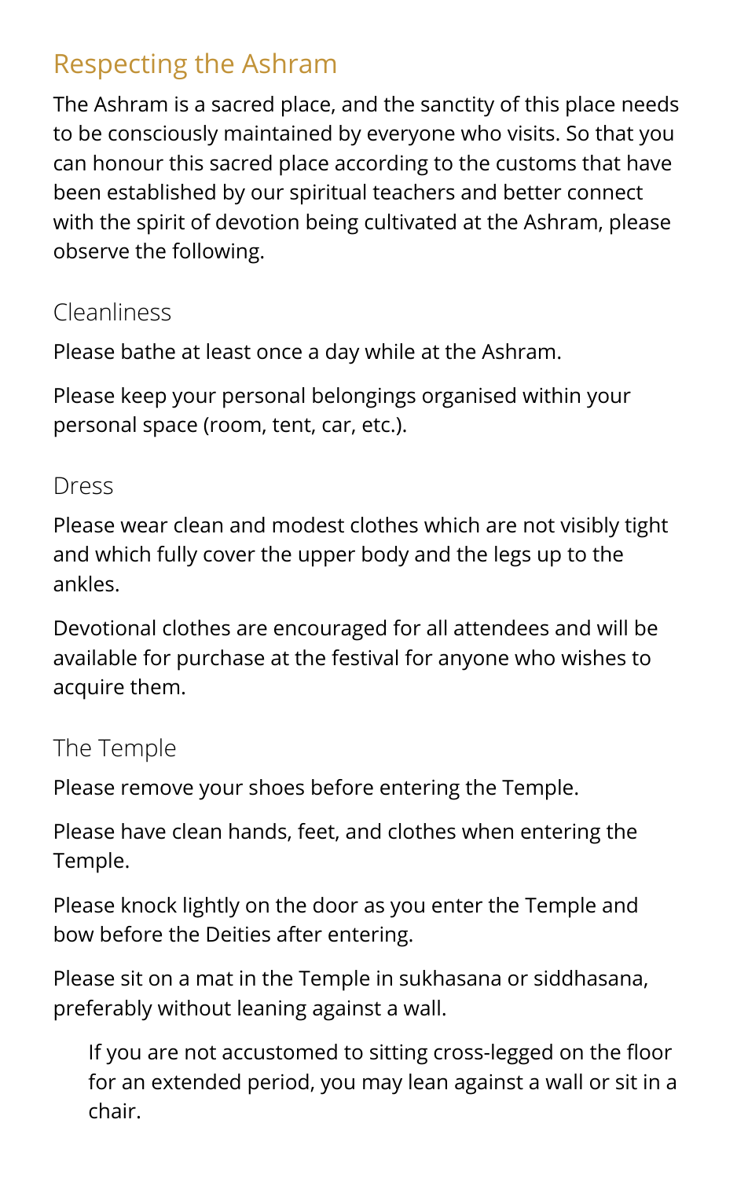## Respecting the Ashram

The Ashram is a sacred place, and the sanctity of this place needs to be consciously maintained by everyone who visits. So that you can honour this sacred place according to the customs that have been established by our spiritual teachers and better connect with the spirit of devotion being cultivated at the Ashram, please observe the following.

### Cleanliness

Please bathe at least once a day while at the Ashram.

Please keep your personal belongings organised within your personal space (room, tent, car, etc.).

### Dress

Please wear clean and modest clothes which are not visibly tight and which fully cover the upper body and the legs up to the ankles.

Devotional clothes are encouraged for all attendees and will be available for purchase at the festival for anyone who wishes to acquire them.

### The Temple

Please remove your shoes before entering the Temple.

Please have clean hands, feet, and clothes when entering the Temple.

Please knock lightly on the door as you enter the Temple and bow before the Deities after entering.

Please sit on a mat in the Temple in sukhasana or siddhasana, preferably without leaning against a wall.

> If you are not accustomed to sitting cross-legged on the floor for an extended period, you may lean against a wall or sit in a chair.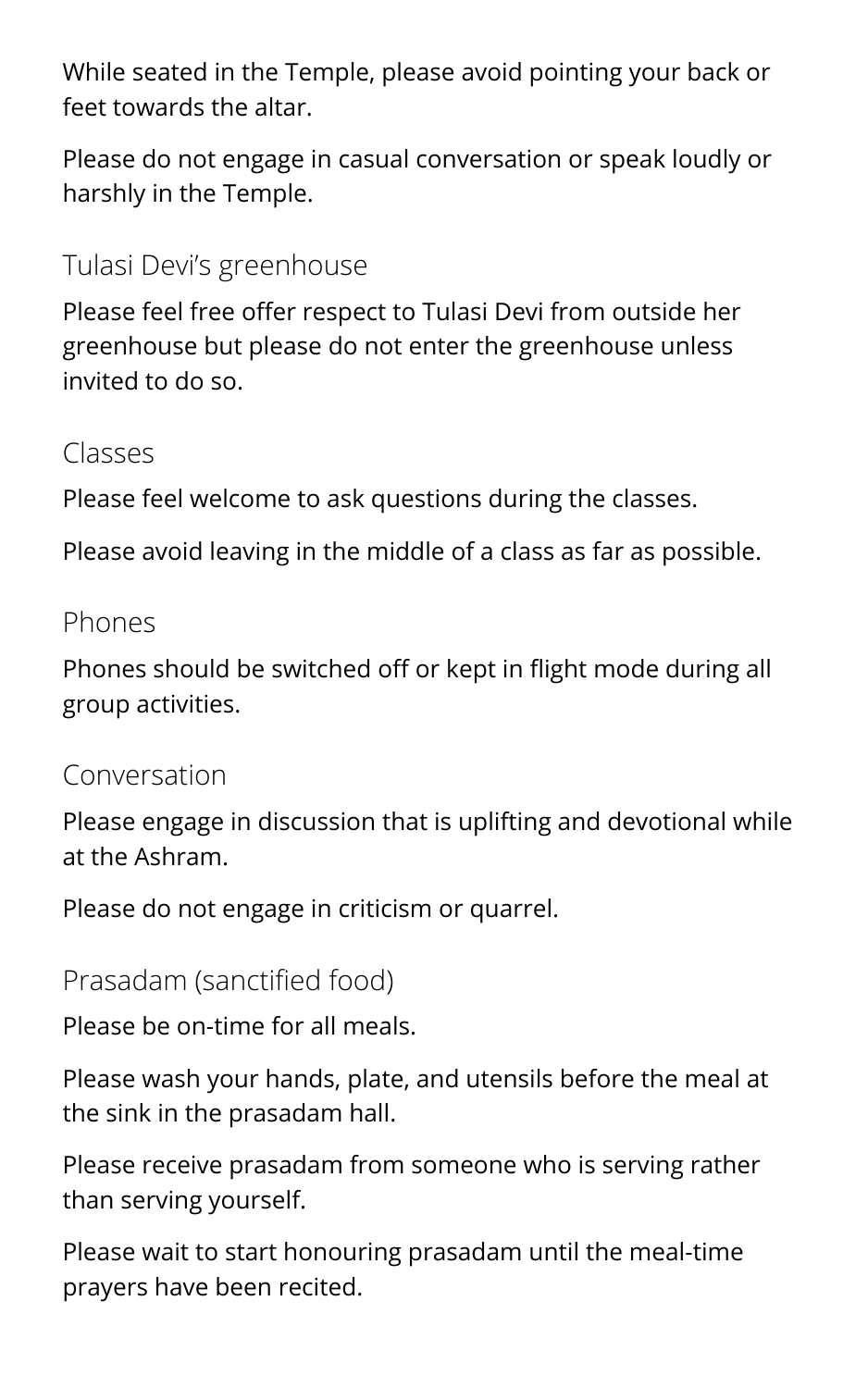While seated in the Temple, please avoid pointing your back or feet towards the altar.

Please do not engage in casual conversation or speak loudly or harshly in the Temple.

### Tulasi Devi's greenhouse

Please feel free offer respect to Tulasi Devi from outside her greenhouse but please do not enter the greenhouse unless invited to do so.

### Classes

Please feel welcome to ask questions during the classes.

Please avoid leaving in the middle of a class as far as possible.

### Phones

Phones should be switched off or kept in flight mode during all group activities.

### Conversation

Please engage in discussion that is uplifting and devotional while at the Ashram.

Please do not engage in criticism or quarrel.

### Prasadam (sanctified food)

Please be on-time for all meals.

Please wash your hands, plate, and utensils before the meal at the sink in the prasadam hall.

Please receive prasadam from someone who is serving rather than serving yourself.

Please wait to start honouring prasadam until the meal-time prayers have been recited.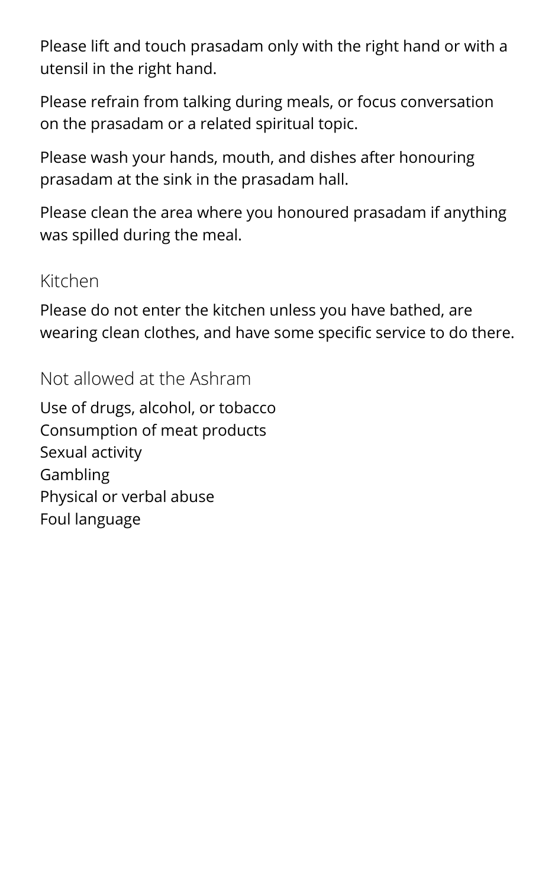Please lift and touch prasadam only with the right hand or with a utensil in the right hand.

Please refrain from talking during meals, or focus conversation on the prasadam or a related spiritual topic.

Please wash your hands, mouth, and dishes after honouring prasadam at the sink in the prasadam hall.

Please clean the area where you honoured prasadam if anything was spilled during the meal.

### Kitchen

Please do not enter the kitchen unless you have bathed, are wearing clean clothes, and have some specific service to do there.

### Not allowed at the Ashram

Use of drugs, alcohol, or tobacco
Consumption of meat products
Sexual activity
Gambling
Physical or verbal abuse
Foul language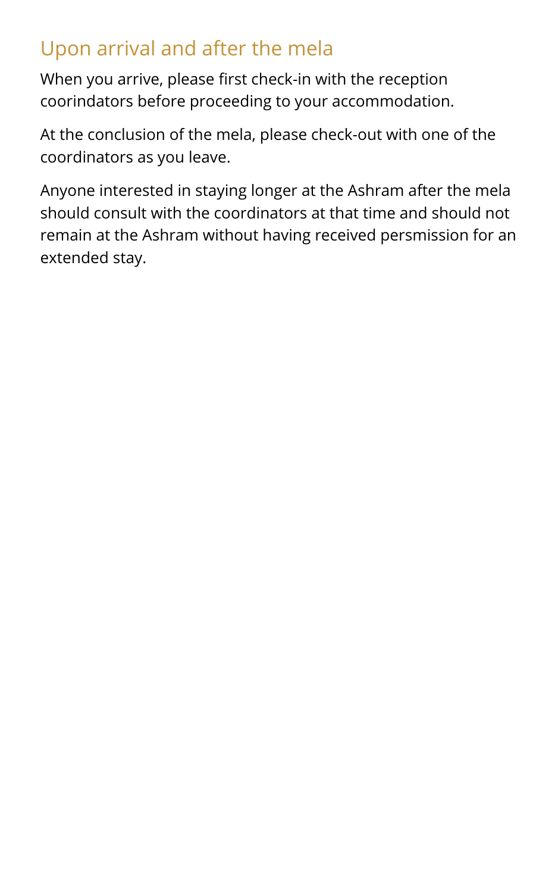## Upon arrival and after the mela

When you arrive, please first check-in with the reception coorindators before proceeding to your accommodation.

At the conclusion of the mela, please check-out with one of the coordinators as you leave.

Anyone interested in staying longer at the Ashram after the mela should consult with the coordinators at that time and should not remain at the Ashram without having received persmission for an extended stay.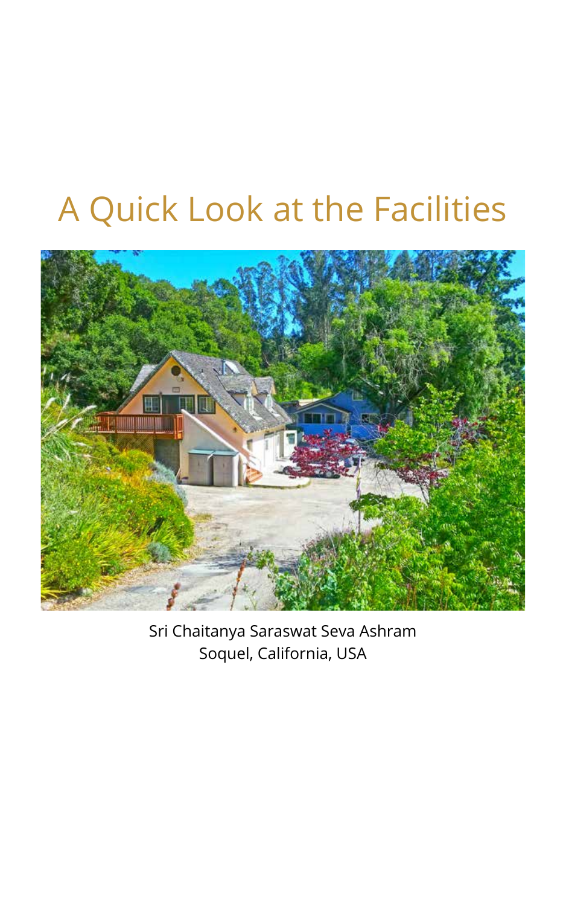# A Quick Look at the Facilities

Sri Chaitanya Saraswat Seva Ashram
Soquel, California, USA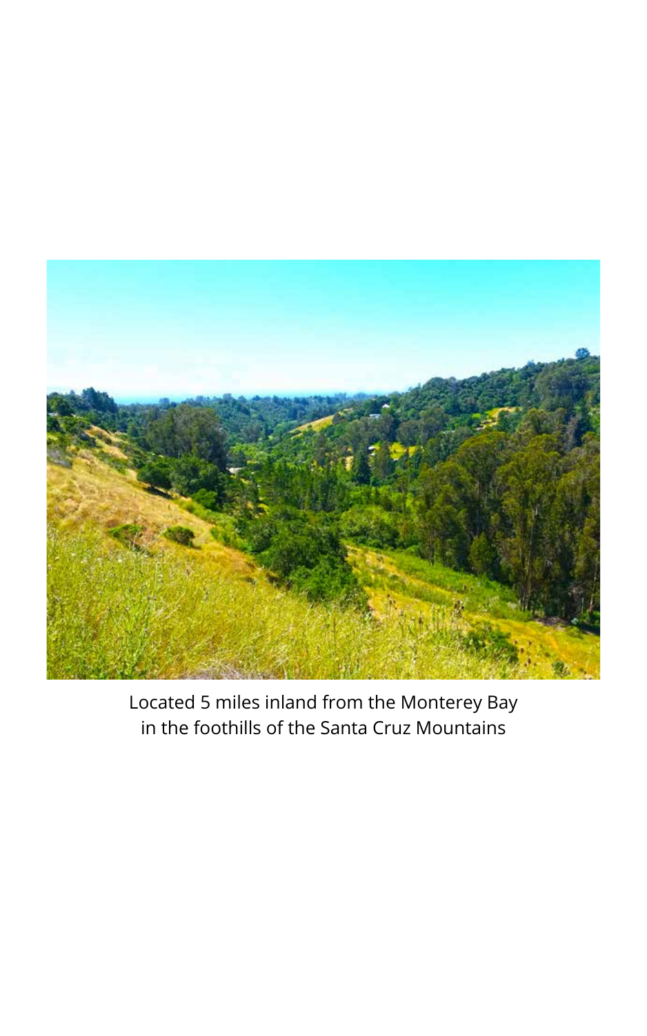Located 5 miles inland from the Monterey Bay
in the foothills of the Santa Cruz Mountains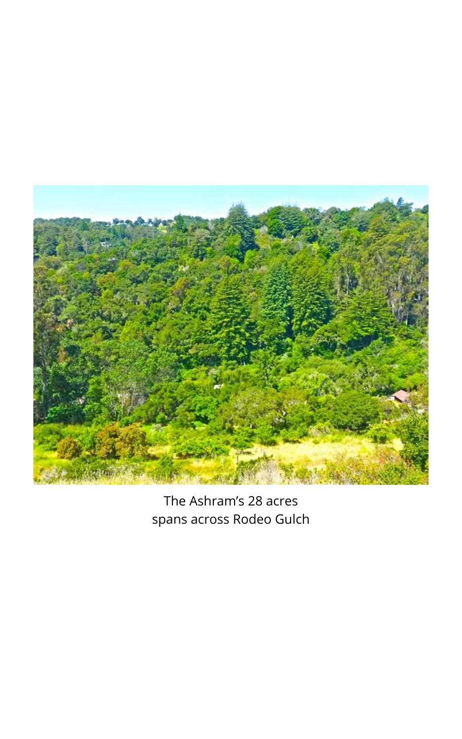The Ashram's 28 acres
spans across Rodeo Gulch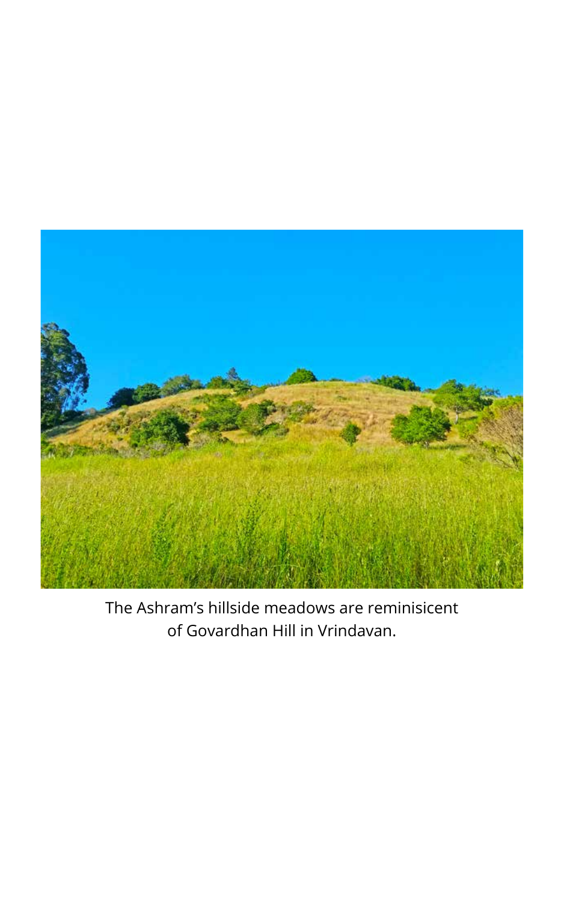The Ashram’s hillside meadows are reminisicent of Govardhan Hill in Vrindavan.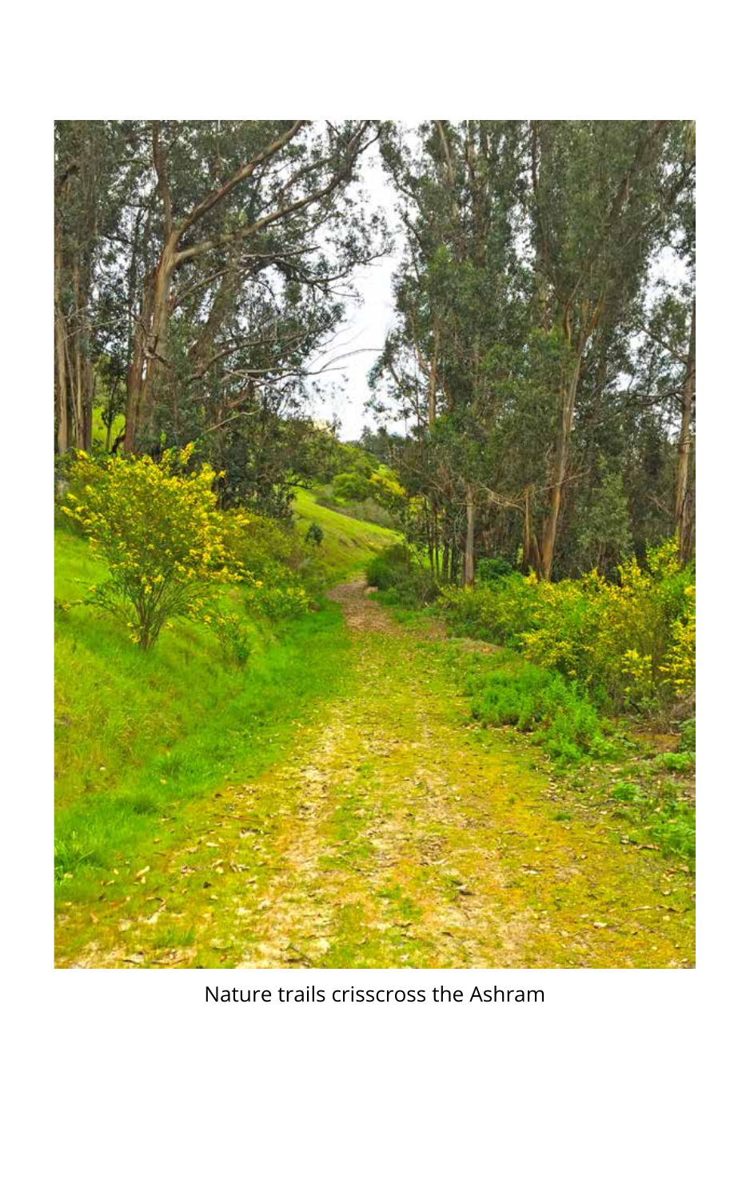Nature trails crisscross the Ashram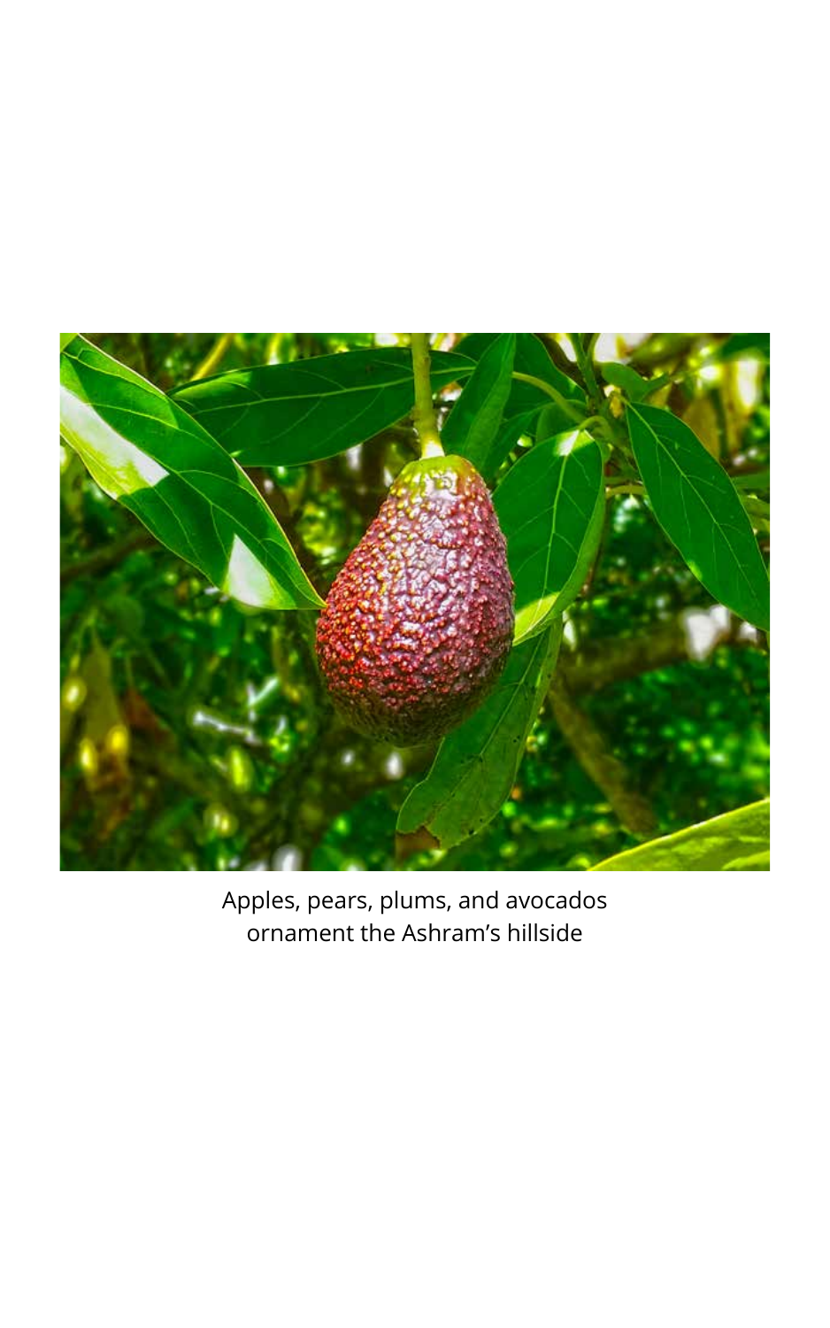Apples, pears, plums, and avocados
ornament the Ashram's hillside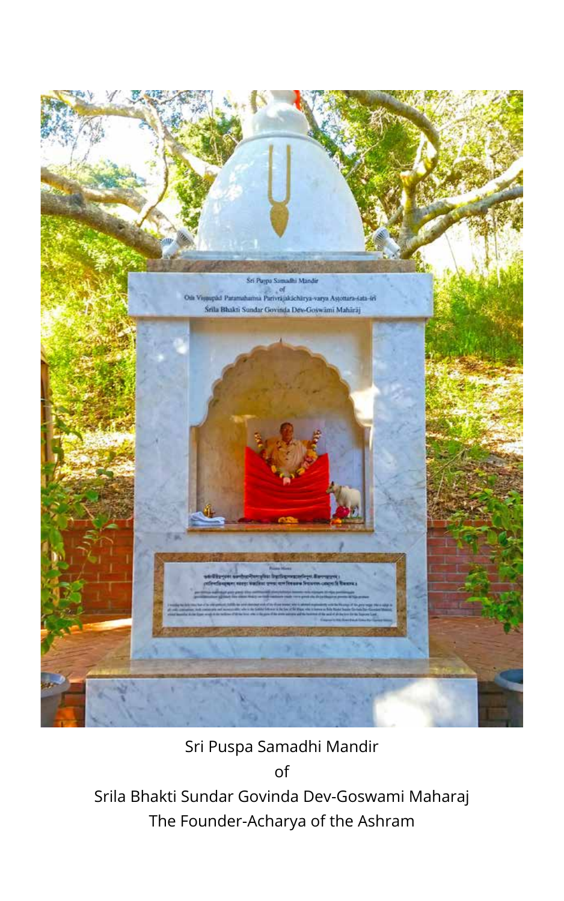Sri Puspa Samadhi Mandir

of

Srila Bhakti Sundar Govinda Dev-Goswami Maharaj

The Founder-Acharya of the Ashram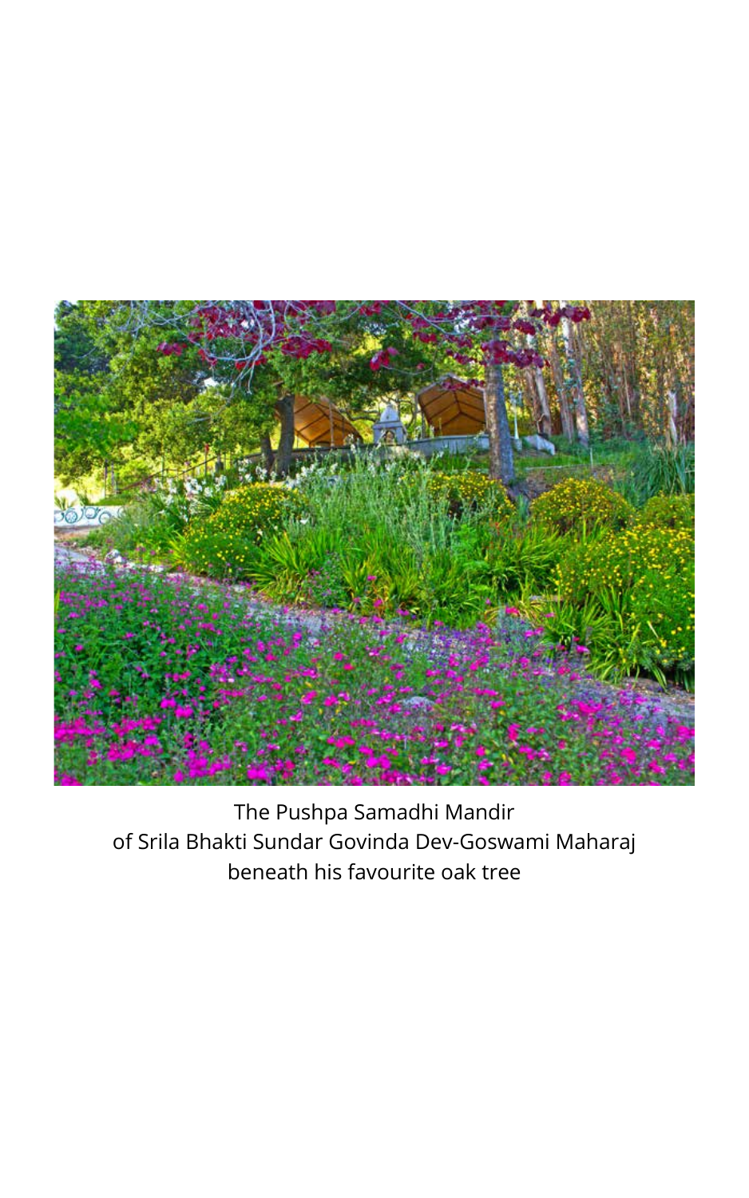The Pushpa Samadhi Mandir
of Srila Bhakti Sundar Govinda Dev-Goswami Maharaj
beneath his favourite oak tree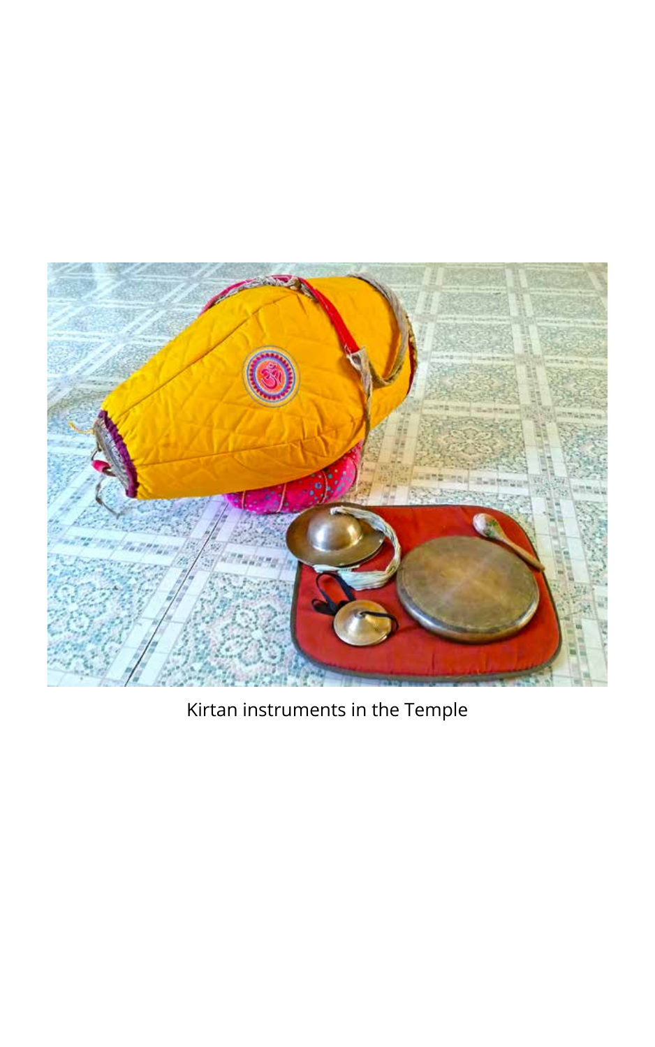Kirtan instruments in the Temple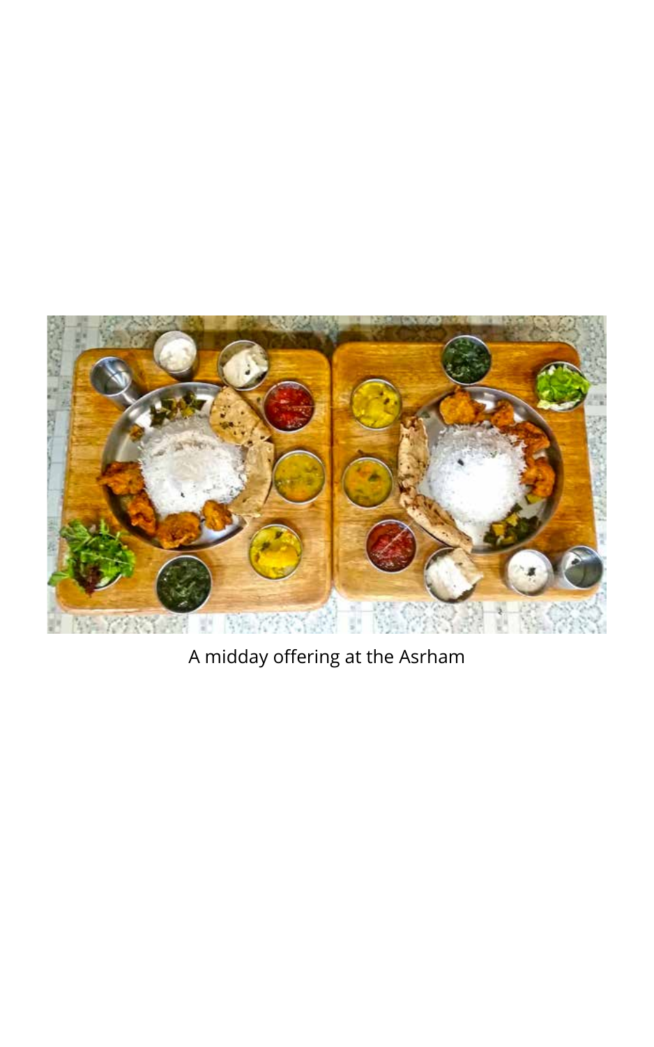A midday offering at the Asrham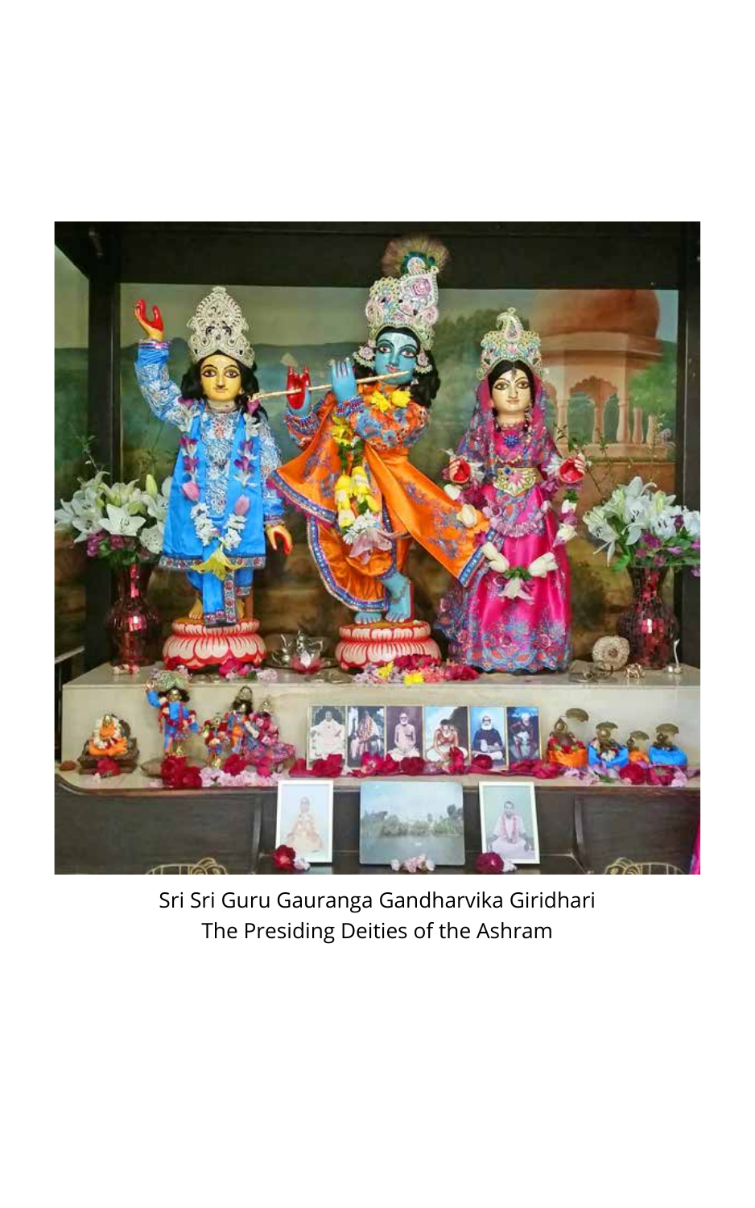Sri Sri Guru Gauranga Gandharvika Giridhari
The Presiding Deities of the Ashram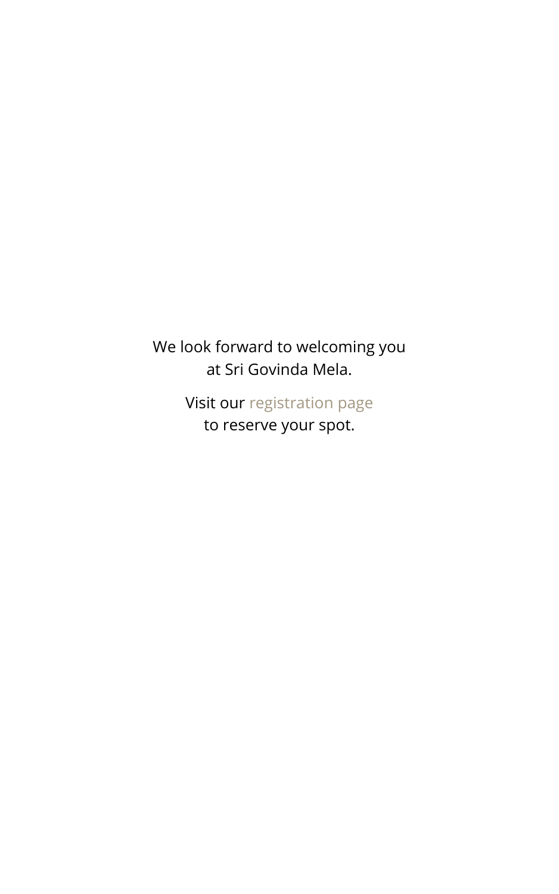We look forward to welcoming you
at Sri Govinda Mela.

Visit our registration page
to reserve your spot.